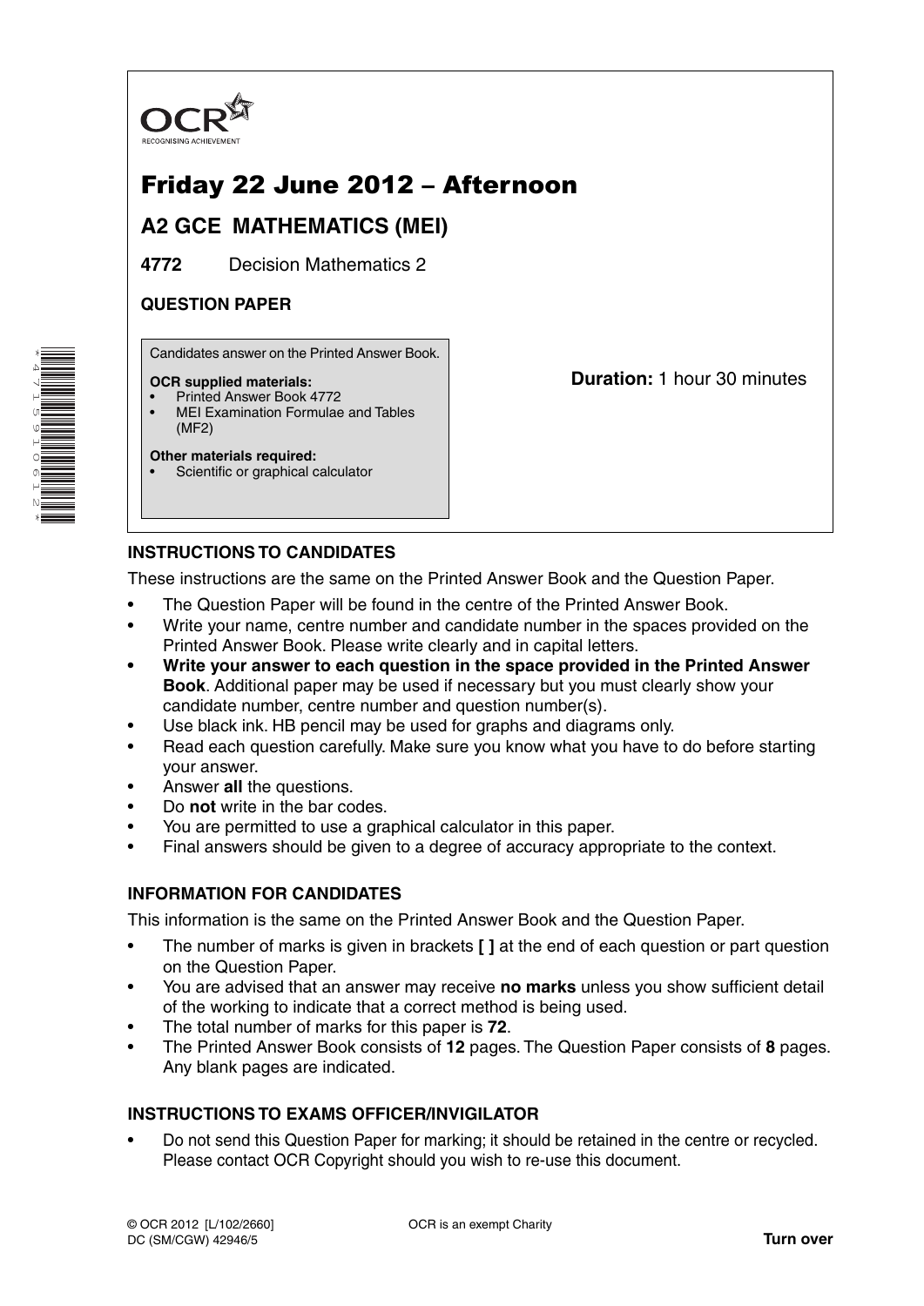OCR RECOGNISING ACHIEVEMENT

# Friday 22 June 2012 – Afternoon

## A2 GCE MATHEMATICS (MEI)

**4772** Decision Mathematics 2

**QUESTION PAPER**

Candidates answer on the Printed Answer Book.

**OCR supplied materials:**
- Printed Answer Book 4772
- MEI Examination Formulae and Tables (MF2)

**Other materials required:**
- Scientific or graphical calculator

**Duration:** 1 hour 30 minutes

### INSTRUCTIONS TO CANDIDATES

These instructions are the same on the Printed Answer Book and the Question Paper.

- The Question Paper will be found in the centre of the Printed Answer Book.
- Write your name, centre number and candidate number in the spaces provided on the Printed Answer Book. Please write clearly and in capital letters.
- **Write your answer to each question in the space provided in the Printed Answer Book**. Additional paper may be used if necessary but you must clearly show your candidate number, centre number and question number(s).
- Use black ink. HB pencil may be used for graphs and diagrams only.
- Read each question carefully. Make sure you know what you have to do before starting your answer.
- Answer **all** the questions.
- Do **not** write in the bar codes.
- You are permitted to use a graphical calculator in this paper.
- Final answers should be given to a degree of accuracy appropriate to the context.

### INFORMATION FOR CANDIDATES

This information is the same on the Printed Answer Book and the Question Paper.

- The number of marks is given in brackets **[ ]** at the end of each question or part question on the Question Paper.
- You are advised that an answer may receive **no marks** unless you show sufficient detail of the working to indicate that a correct method is being used.
- The total number of marks for this paper is **72**.
- The Printed Answer Book consists of **12** pages. The Question Paper consists of **8** pages. Any blank pages are indicated.

### INSTRUCTIONS TO EXAMS OFFICER/INVIGILATOR

- Do not send this Question Paper for marking; it should be retained in the centre or recycled. Please contact OCR Copyright should you wish to re-use this document.

© OCR 2012 [L/102/2660]
DC (SM/CGW) 42946/5

OCR is an exempt Charity

**Turn over**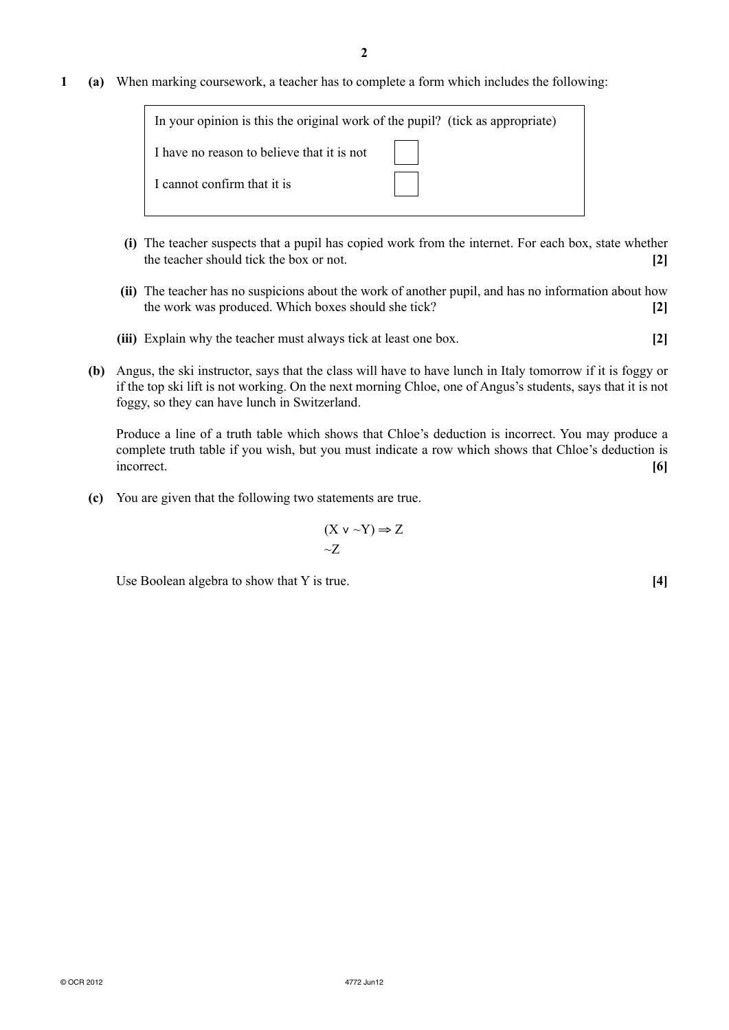**1** **(a)** When marking coursework, a teacher has to complete a form which includes the following:

| In your opinion is this the original work of the pupil? (tick as appropriate) | |
|---|---|
| I have no reason to believe that it is not | ☐ |
| I cannot confirm that it is | ☐ |

**(i)** The teacher suspects that a pupil has copied work from the internet. For each box, state whether the teacher should tick the box or not. **[2]**

**(ii)** The teacher has no suspicions about the work of another pupil, and has no information about how the work was produced. Which boxes should she tick? **[2]**

**(iii)** Explain why the teacher must always tick at least one box. **[2]**

**(b)** Angus, the ski instructor, says that the class will have to have lunch in Italy tomorrow if it is foggy or if the top ski lift is not working. On the next morning Chloe, one of Angus's students, says that it is not foggy, so they can have lunch in Switzerland.

Produce a line of a truth table which shows that Chloe's deduction is incorrect. You may produce a complete truth table if you wish, but you must indicate a row which shows that Chloe's deduction is incorrect. **[6]**

**(c)** You are given that the following two statements are true.

$$(X \vee \sim Y) \Rightarrow Z$$

$$\sim Z$$

Use Boolean algebra to show that Y is true. **[4]**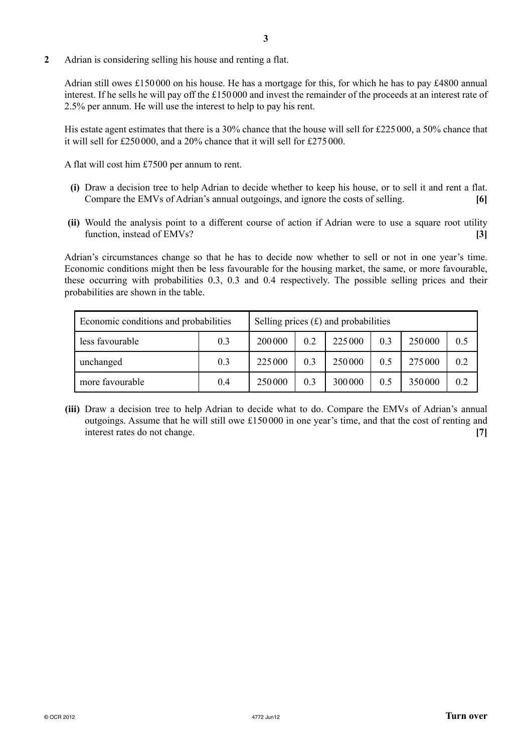**2** Adrian is considering selling his house and renting a flat.

Adrian still owes £150 000 on his house. He has a mortgage for this, for which he has to pay £4800 annual interest. If he sells he will pay off the £150 000 and invest the remainder of the proceeds at an interest rate of 2.5% per annum. He will use the interest to help to pay his rent.

His estate agent estimates that there is a 30% chance that the house will sell for £225 000, a 50% chance that it will sell for £250 000, and a 20% chance that it will sell for £275 000.

A flat will cost him £7500 per annum to rent.

**(i)** Draw a decision tree to help Adrian to decide whether to keep his house, or to sell it and rent a flat. Compare the EMVs of Adrian's annual outgoings, and ignore the costs of selling. **[6]**

**(ii)** Would the analysis point to a different course of action if Adrian were to use a square root utility function, instead of EMVs? **[3]**

Adrian's circumstances change so that he has to decide now whether to sell or not in one year's time. Economic conditions might then be less favourable for the housing market, the same, or more favourable, these occurring with probabilities 0.3, 0.3 and 0.4 respectively. The possible selling prices and their probabilities are shown in the table.

| Economic conditions and probabilities | | Selling prices (£) and probabilities | | | | | |
|---|---|---|---|---|---|---|---|
| less favourable | 0.3 | 200 000 | 0.2 | 225 000 | 0.3 | 250 000 | 0.5 |
| unchanged | 0.3 | 225 000 | 0.3 | 250 000 | 0.5 | 275 000 | 0.2 |
| more favourable | 0.4 | 250 000 | 0.3 | 300 000 | 0.5 | 350 000 | 0.2 |

**(iii)** Draw a decision tree to help Adrian to decide what to do. Compare the EMVs of Adrian's annual outgoings. Assume that he will still owe £150 000 in one year's time, and that the cost of renting and interest rates do not change. **[7]**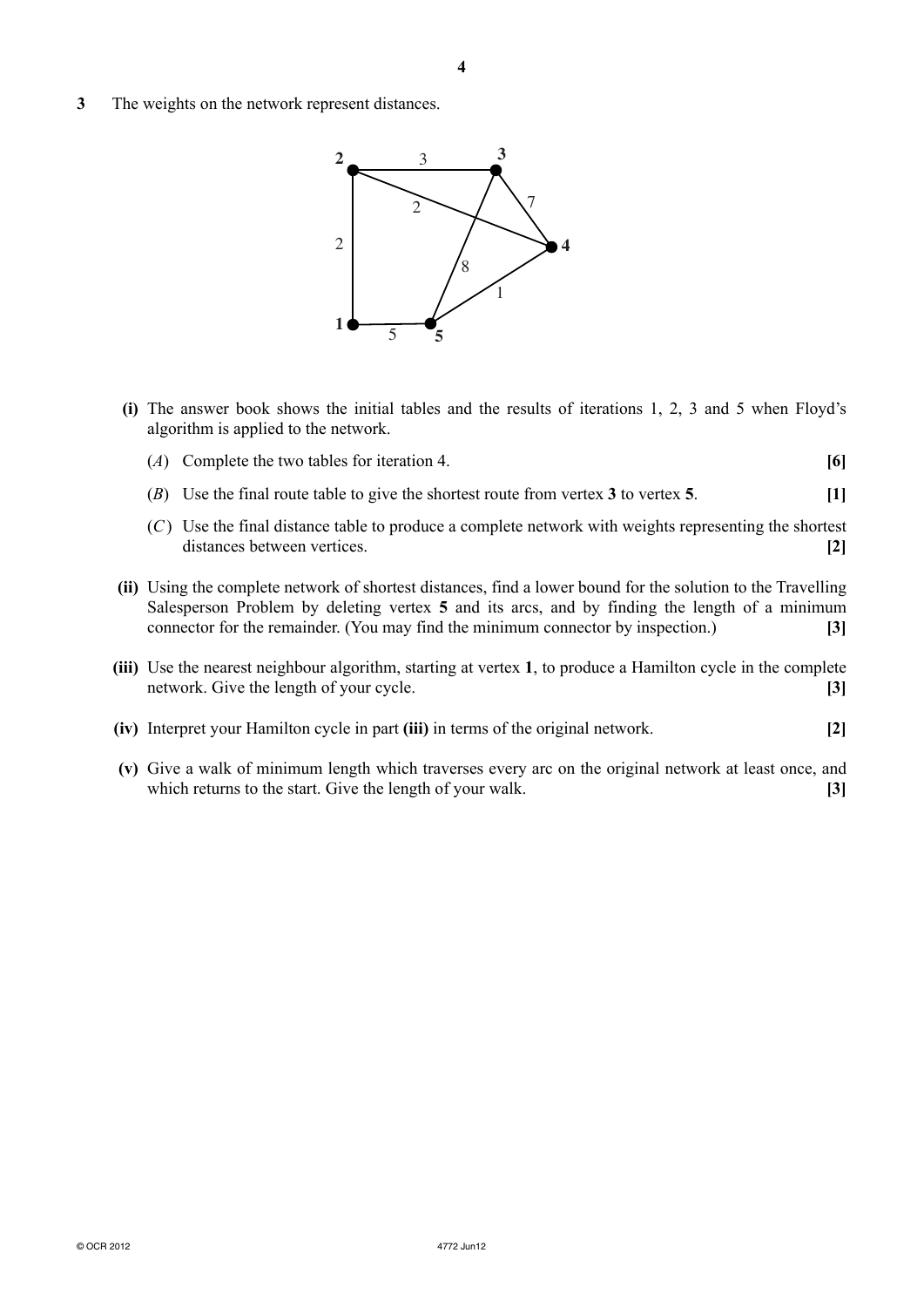**3** The weights on the network represent distances.

**(i)** The answer book shows the initial tables and the results of iterations 1, 2, 3 and 5 when Floyd's algorithm is applied to the network.

(*A*) Complete the two tables for iteration 4. **[6]**

(*B*) Use the final route table to give the shortest route from vertex **3** to vertex **5**. **[1]**

(*C*) Use the final distance table to produce a complete network with weights representing the shortest distances between vertices. **[2]**

**(ii)** Using the complete network of shortest distances, find a lower bound for the solution to the Travelling Salesperson Problem by deleting vertex **5** and its arcs, and by finding the length of a minimum connector for the remainder. (You may find the minimum connector by inspection.) **[3]**

**(iii)** Use the nearest neighbour algorithm, starting at vertex **1**, to produce a Hamilton cycle in the complete network. Give the length of your cycle. **[3]**

**(iv)** Interpret your Hamilton cycle in part **(iii)** in terms of the original network. **[2]**

**(v)** Give a walk of minimum length which traverses every arc on the original network at least once, and which returns to the start. Give the length of your walk. **[3]**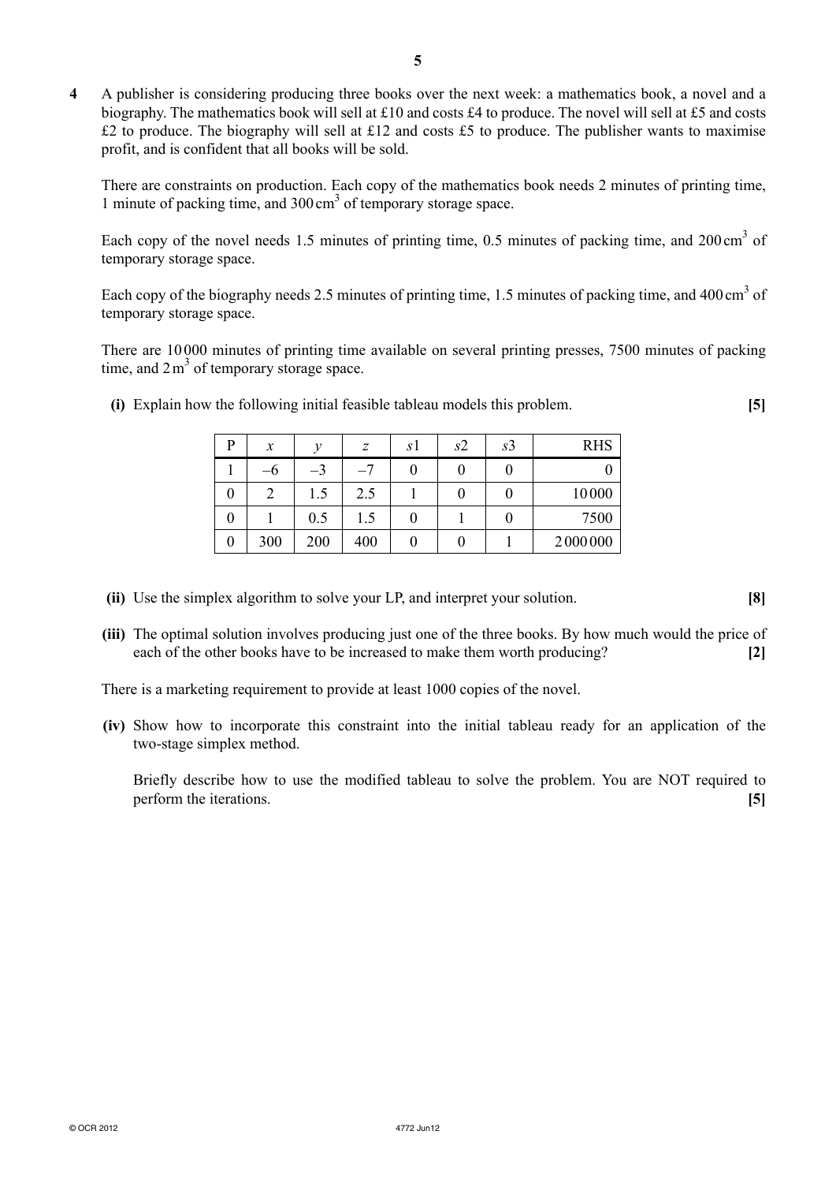**4** A publisher is considering producing three books over the next week: a mathematics book, a novel and a biography. The mathematics book will sell at £10 and costs £4 to produce. The novel will sell at £5 and costs £2 to produce. The biography will sell at £12 and costs £5 to produce. The publisher wants to maximise profit, and is confident that all books will be sold.

There are constraints on production. Each copy of the mathematics book needs 2 minutes of printing time, 1 minute of packing time, and 300 cm$^3$ of temporary storage space.

Each copy of the novel needs 1.5 minutes of printing time, 0.5 minutes of packing time, and 200 cm$^3$ of temporary storage space.

Each copy of the biography needs 2.5 minutes of printing time, 1.5 minutes of packing time, and 400 cm$^3$ of temporary storage space.

There are 10 000 minutes of printing time available on several printing presses, 7500 minutes of packing time, and 2 m$^3$ of temporary storage space.

**(i)** Explain how the following initial feasible tableau models this problem. **[5]**

| P | $x$ | $y$ | $z$ | $s1$ | $s2$ | $s3$ | RHS |
|---|---|---|---|---|---|---|---|
| 1 | –6 | –3 | –7 | 0 | 0 | 0 | 0 |
| 0 | 2 | 1.5 | 2.5 | 1 | 0 | 0 | 10 000 |
| 0 | 1 | 0.5 | 1.5 | 0 | 1 | 0 | 7500 |
| 0 | 300 | 200 | 400 | 0 | 0 | 1 | 2 000 000 |

**(ii)** Use the simplex algorithm to solve your LP, and interpret your solution. **[8]**

**(iii)** The optimal solution involves producing just one of the three books. By how much would the price of each of the other books have to be increased to make them worth producing? **[2]**

There is a marketing requirement to provide at least 1000 copies of the novel.

**(iv)** Show how to incorporate this constraint into the initial tableau ready for an application of the two-stage simplex method.

Briefly describe how to use the modified tableau to solve the problem. You are NOT required to perform the iterations. **[5]**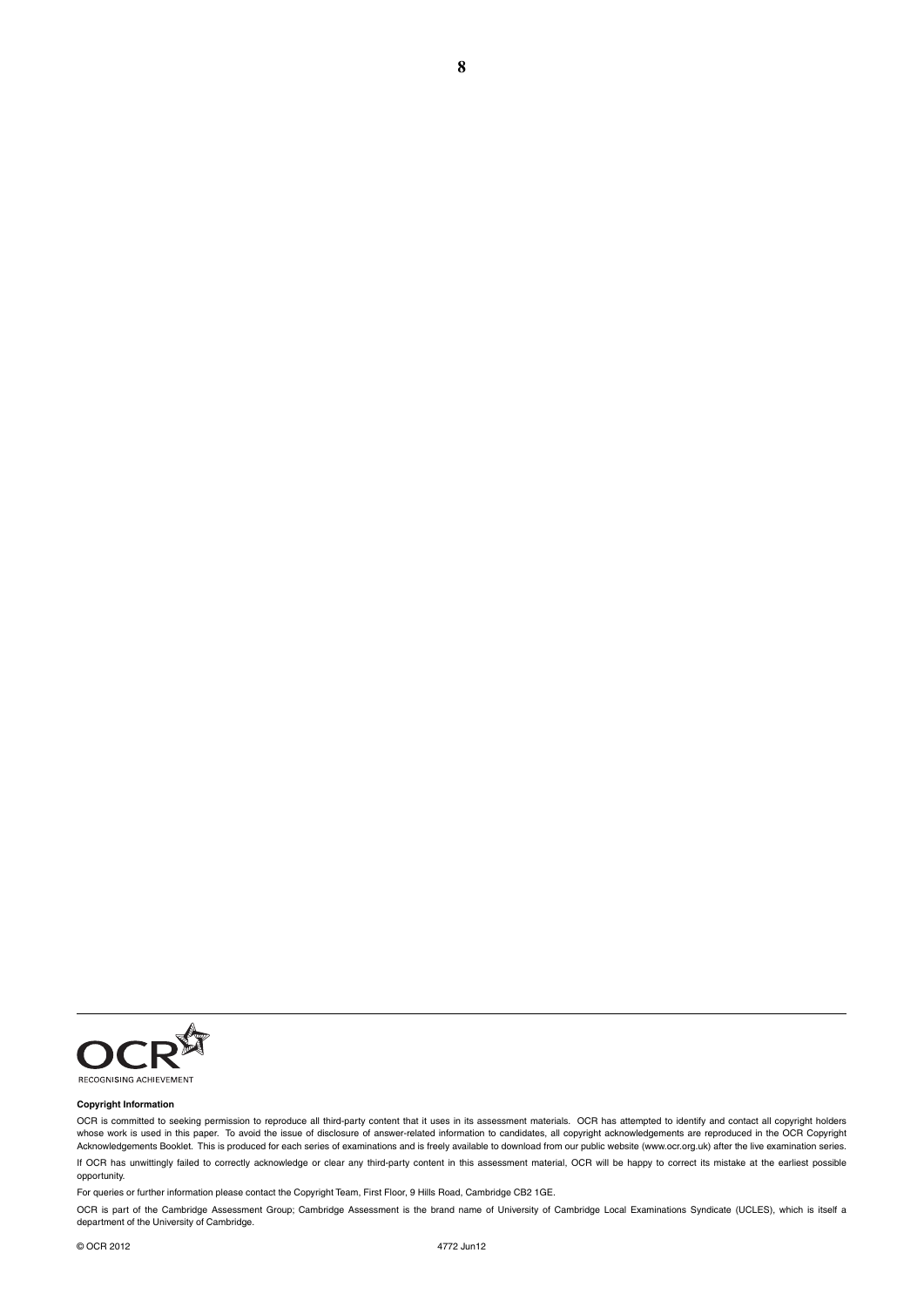RECOGNISING ACHIEVEMENT

**Copyright Information**

OCR is committed to seeking permission to reproduce all third-party content that it uses in its assessment materials. OCR has attempted to identify and contact all copyright holders whose work is used in this paper. To avoid the issue of disclosure of answer-related information to candidates, all copyright acknowledgements are reproduced in the OCR Copyright Acknowledgements Booklet. This is produced for each series of examinations and is freely available to download from our public website (www.ocr.org.uk) after the live examination series.

If OCR has unwittingly failed to correctly acknowledge or clear any third-party content in this assessment material, OCR will be happy to correct its mistake at the earliest possible opportunity.

For queries or further information please contact the Copyright Team, First Floor, 9 Hills Road, Cambridge CB2 1GE.

OCR is part of the Cambridge Assessment Group; Cambridge Assessment is the brand name of University of Cambridge Local Examinations Syndicate (UCLES), which is itself a department of the University of Cambridge.

© OCR 2012 4772 Jun12